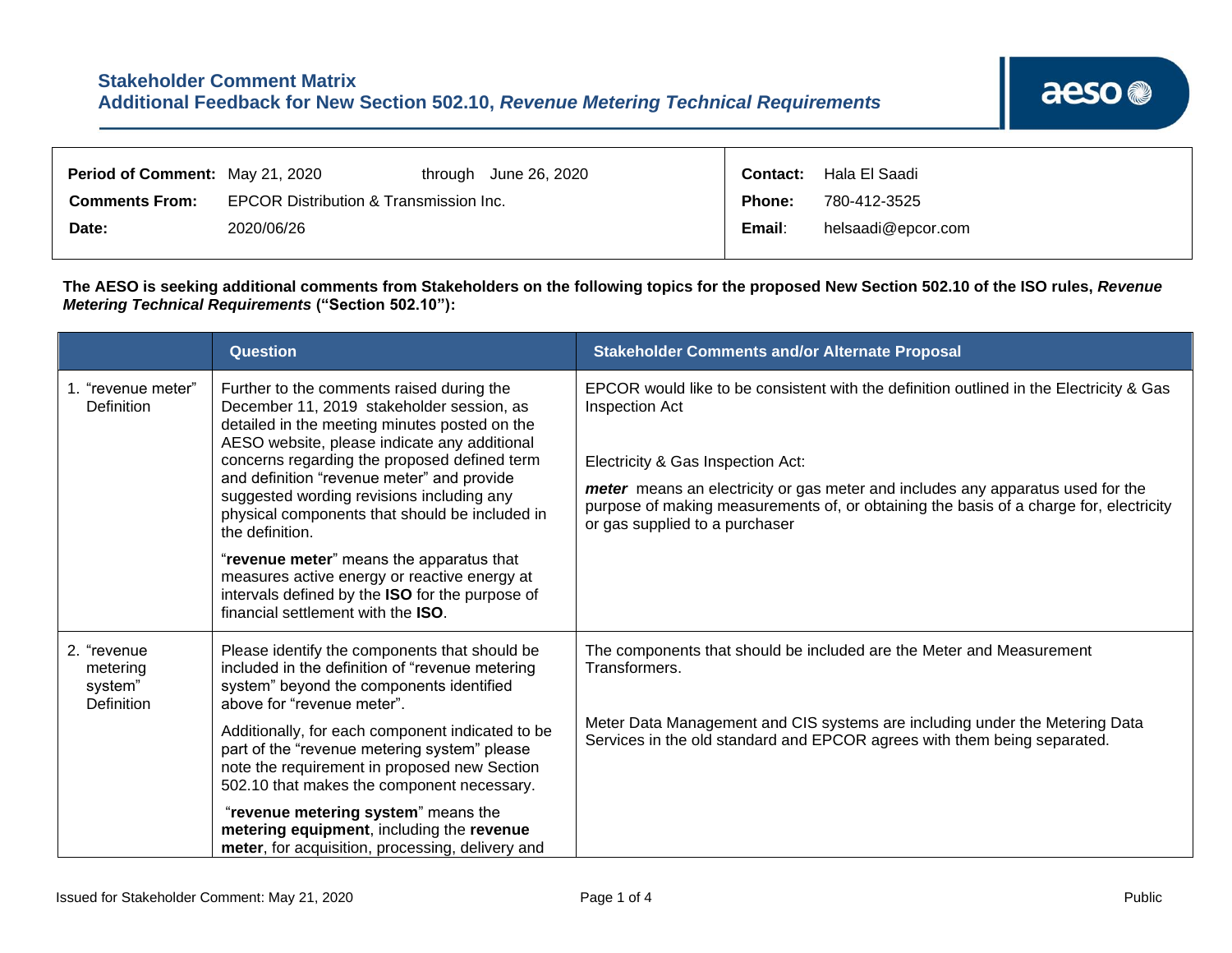# Stakeholder Comment Matrix
## Additional Feedback for New Section 502.10, *Revenue Metering Technical Requirements*

| | | | |
|---|---|---|---|
| **Period of Comment:** | May 21, 2020 through June 26, 2020 | **Contact:** | Hala El Saadi |
| **Comments From:** | EPCOR Distribution & Transmission Inc. | **Phone:** | 780-412-3525 |
| **Date:** | 2020/06/26 | **Email:** | helsaadi@epcor.com |

**The AESO is seeking additional comments from Stakeholders on the following topics for the proposed New Section 502.10 of the ISO rules, *Revenue Metering Technical Requirements* ("Section 502.10"):**

| | Question | Stakeholder Comments and/or Alternate Proposal |
|---|---|---|
| 1. "revenue meter" Definition | Further to the comments raised during the December 11, 2019 stakeholder session, as detailed in the meeting minutes posted on the AESO website, please indicate any additional concerns regarding the proposed defined term and definition "revenue meter" and provide suggested wording revisions including any physical components that should be included in the definition.<br><br>"**revenue meter**" means the apparatus that measures active energy or reactive energy at intervals defined by the **ISO** for the purpose of financial settlement with the **ISO**. | EPCOR would like to be consistent with the definition outlined in the Electricity & Gas Inspection Act<br><br>Electricity & Gas Inspection Act:<br><br>***meter*** means an electricity or gas meter and includes any apparatus used for the purpose of making measurements of, or obtaining the basis of a charge for, electricity or gas supplied to a purchaser |
| 2. "revenue metering system" Definition | Please identify the components that should be included in the definition of "revenue metering system" beyond the components identified above for "revenue meter".<br><br>Additionally, for each component indicated to be part of the "revenue metering system" please note the requirement in proposed new Section 502.10 that makes the component necessary.<br><br>"**revenue metering system**" means the **metering equipment**, including the **revenue meter**, for acquisition, processing, delivery and | The components that should be included are the Meter and Measurement Transformers.<br><br>Meter Data Management and CIS systems are including under the Metering Data Services in the old standard and EPCOR agrees with them being separated. |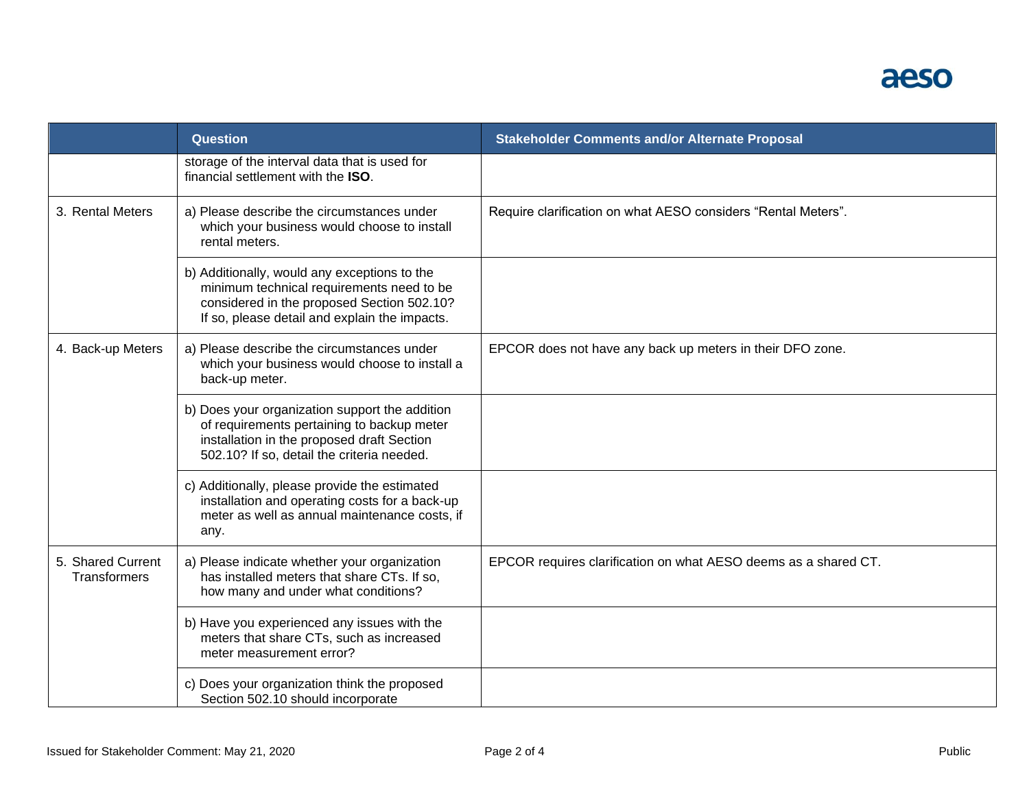| | Question | Stakeholder Comments and/or Alternate Proposal |
|---|---|---|
| | storage of the interval data that is used for financial settlement with the **ISO**. | |
| 3. Rental Meters | a) Please describe the circumstances under which your business would choose to install rental meters. | Require clarification on what AESO considers "Rental Meters". |
| | b) Additionally, would any exceptions to the minimum technical requirements need to be considered in the proposed Section 502.10? If so, please detail and explain the impacts. | |
| 4. Back-up Meters | a) Please describe the circumstances under which your business would choose to install a back-up meter. | EPCOR does not have any back up meters in their DFO zone. |
| | b) Does your organization support the addition of requirements pertaining to backup meter installation in the proposed draft Section 502.10? If so, detail the criteria needed. | |
| | c) Additionally, please provide the estimated installation and operating costs for a back-up meter as well as annual maintenance costs, if any. | |
| 5. Shared Current Transformers | a) Please indicate whether your organization has installed meters that share CTs. If so, how many and under what conditions? | EPCOR requires clarification on what AESO deems as a shared CT. |
| | b) Have you experienced any issues with the meters that share CTs, such as increased meter measurement error? | |
| | c) Does your organization think the proposed Section 502.10 should incorporate | |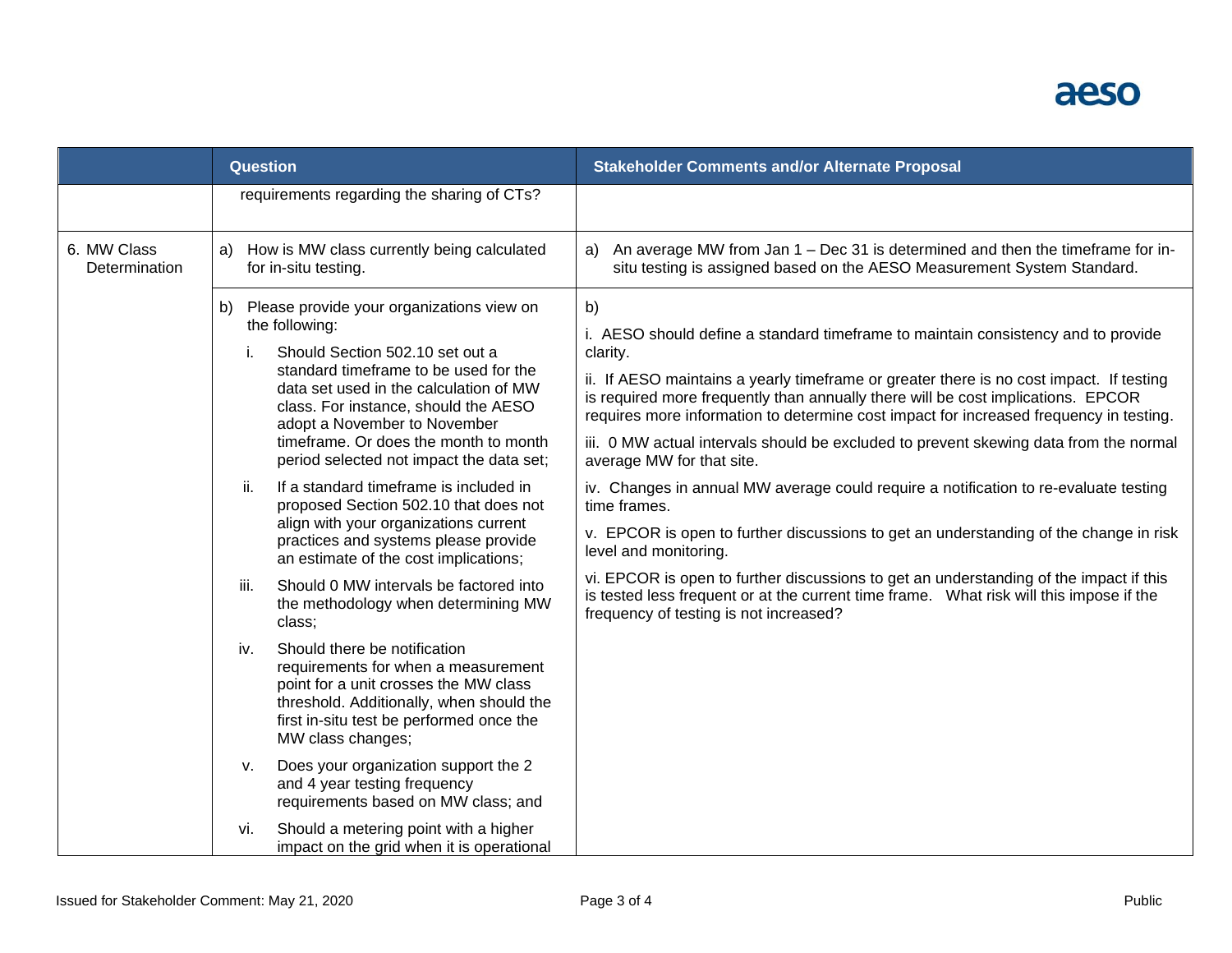| | Question | Stakeholder Comments and/or Alternate Proposal |
|---|---|---|
| | requirements regarding the sharing of CTs? | |
| 6. MW Class Determination | a) How is MW class currently being calculated for in-situ testing. | a) An average MW from Jan 1 – Dec 31 is determined and then the timeframe for in-situ testing is assigned based on the AESO Measurement System Standard. |
| | b) Please provide your organizations view on the following:<br>i. Should Section 502.10 set out a standard timeframe to be used for the data set used in the calculation of MW class. For instance, should the AESO adopt a November to November timeframe. Or does the month to month period selected not impact the data set;<br>ii. If a standard timeframe is included in proposed Section 502.10 that does not align with your organizations current practices and systems please provide an estimate of the cost implications;<br>iii. Should 0 MW intervals be factored into the methodology when determining MW class;<br>iv. Should there be notification requirements for when a measurement point for a unit crosses the MW class threshold. Additionally, when should the first in-situ test be performed once the MW class changes;<br>v. Does your organization support the 2 and 4 year testing frequency requirements based on MW class; and<br>vi. Should a metering point with a higher impact on the grid when it is operational | b)<br>i. AESO should define a standard timeframe to maintain consistency and to provide clarity.<br>ii. If AESO maintains a yearly timeframe or greater there is no cost impact. If testing is required more frequently than annually there will be cost implications. EPCOR requires more information to determine cost impact for increased frequency in testing.<br>iii. 0 MW actual intervals should be excluded to prevent skewing data from the normal average MW for that site.<br>iv. Changes in annual MW average could require a notification to re-evaluate testing time frames.<br>v. EPCOR is open to further discussions to get an understanding of the change in risk level and monitoring.<br>vi. EPCOR is open to further discussions to get an understanding of the impact if this is tested less frequent or at the current time frame. What risk will this impose if the frequency of testing is not increased? |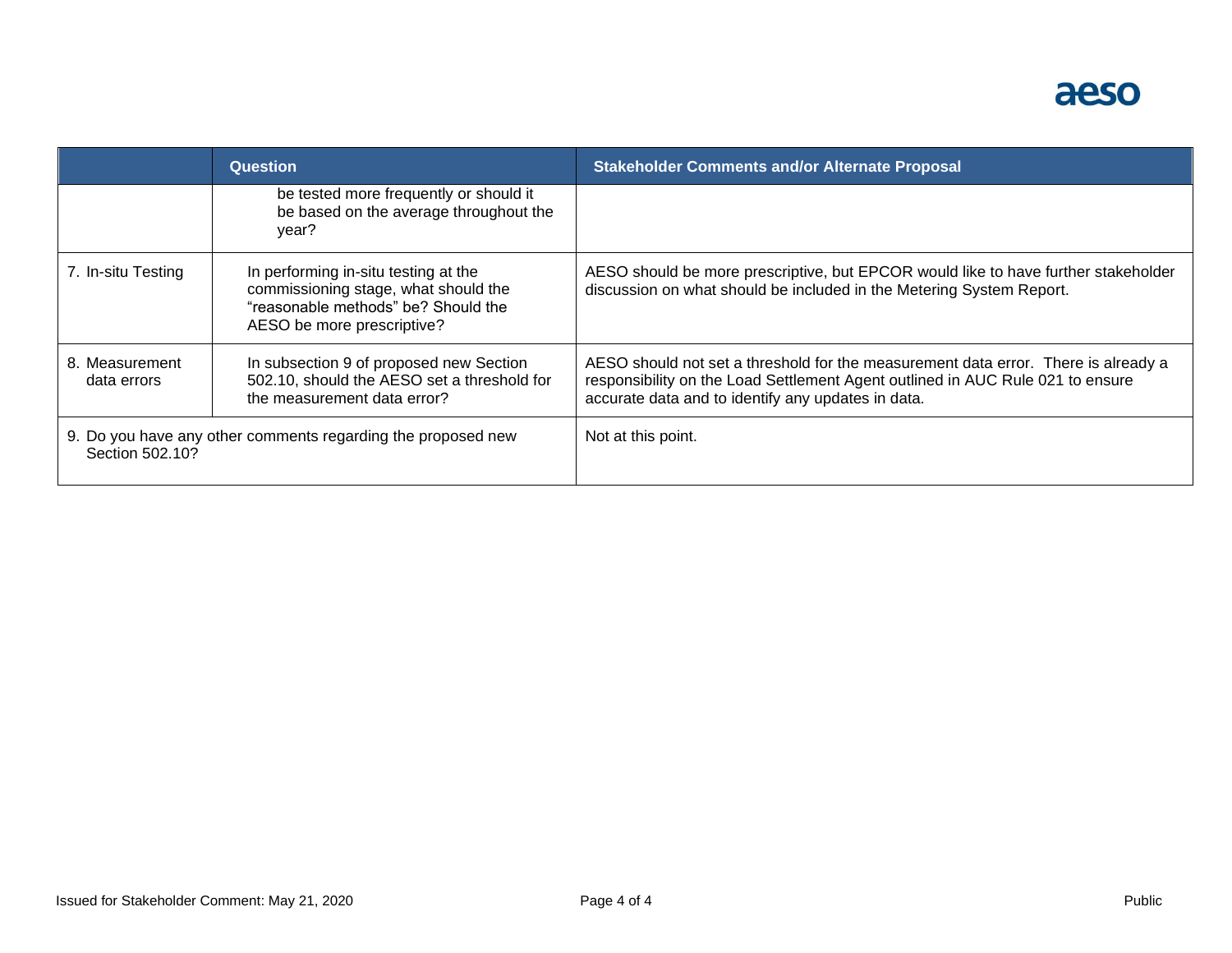| | Question | Stakeholder Comments and/or Alternate Proposal |
|---|---|---|
| | be tested more frequently or should it be based on the average throughout the year? | |
| 7. In-situ Testing | In performing in-situ testing at the commissioning stage, what should the "reasonable methods" be? Should the AESO be more prescriptive? | AESO should be more prescriptive, but EPCOR would like to have further stakeholder discussion on what should be included in the Metering System Report. |
| 8. Measurement data errors | In subsection 9 of proposed new Section 502.10, should the AESO set a threshold for the measurement data error? | AESO should not set a threshold for the measurement data error. There is already a responsibility on the Load Settlement Agent outlined in AUC Rule 021 to ensure accurate data and to identify any updates in data. |
| 9. Do you have any other comments regarding the proposed new Section 502.10? | | Not at this point. |